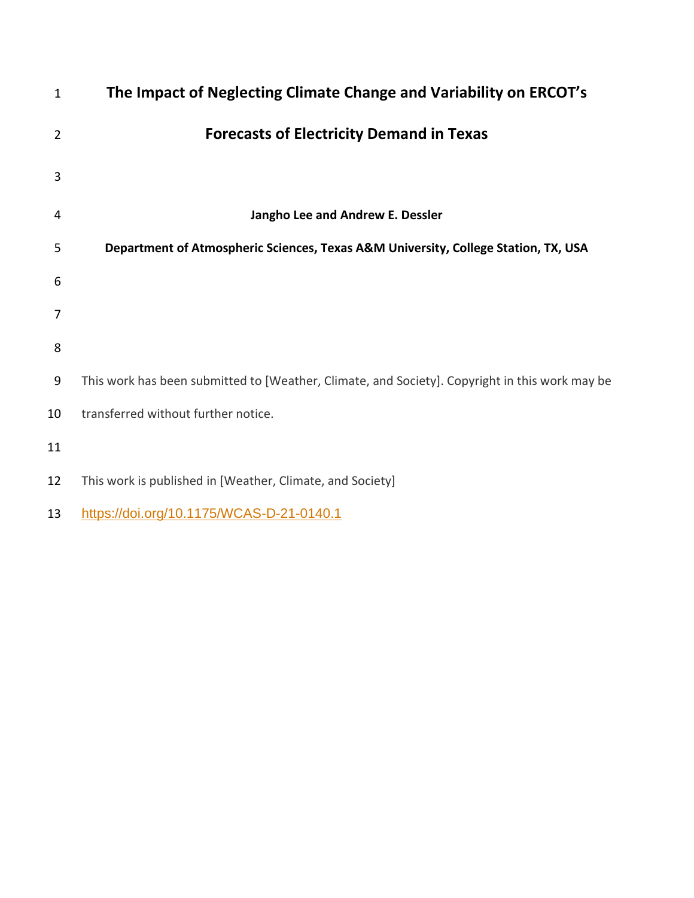# The Impact of Neglecting Climate Change and Variability on ERCOT's Forecasts of Electricity Demand in Texas

**Jangho Lee and Andrew E. Dessler**

**Department of Atmospheric Sciences, Texas A&M University, College Station, TX, USA**

This work has been submitted to [Weather, Climate, and Society]. Copyright in this work may be transferred without further notice.

This work is published in [Weather, Climate, and Society]

https://doi.org/10.1175/WCAS-D-21-0140.1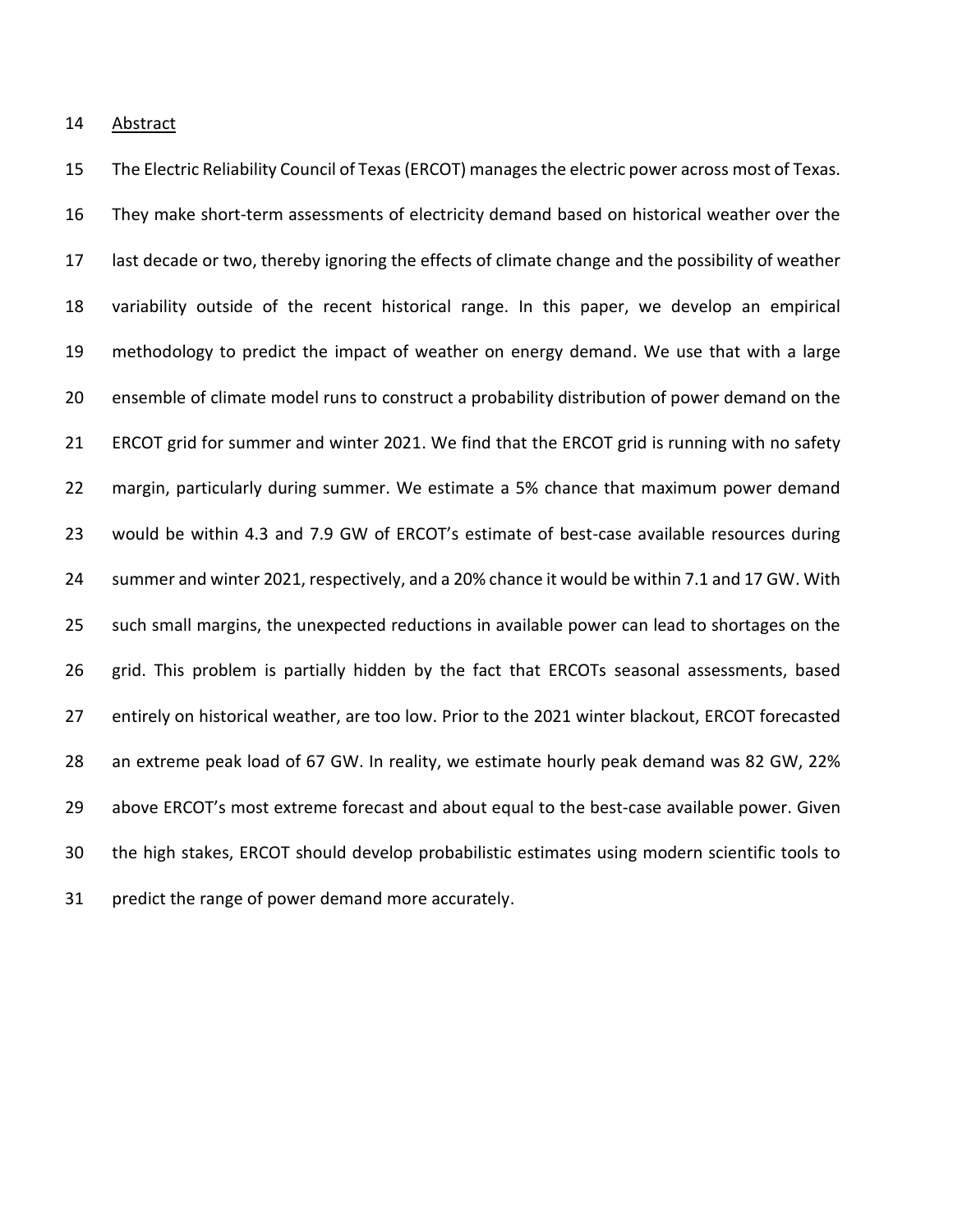## Abstract

The Electric Reliability Council of Texas (ERCOT) manages the electric power across most of Texas. They make short-term assessments of electricity demand based on historical weather over the last decade or two, thereby ignoring the effects of climate change and the possibility of weather variability outside of the recent historical range. In this paper, we develop an empirical methodology to predict the impact of weather on energy demand. We use that with a large ensemble of climate model runs to construct a probability distribution of power demand on the ERCOT grid for summer and winter 2021. We find that the ERCOT grid is running with no safety margin, particularly during summer. We estimate a 5% chance that maximum power demand would be within 4.3 and 7.9 GW of ERCOT's estimate of best-case available resources during summer and winter 2021, respectively, and a 20% chance it would be within 7.1 and 17 GW. With such small margins, the unexpected reductions in available power can lead to shortages on the grid. This problem is partially hidden by the fact that ERCOTs seasonal assessments, based entirely on historical weather, are too low. Prior to the 2021 winter blackout, ERCOT forecasted an extreme peak load of 67 GW. In reality, we estimate hourly peak demand was 82 GW, 22% above ERCOT's most extreme forecast and about equal to the best-case available power. Given the high stakes, ERCOT should develop probabilistic estimates using modern scientific tools to predict the range of power demand more accurately.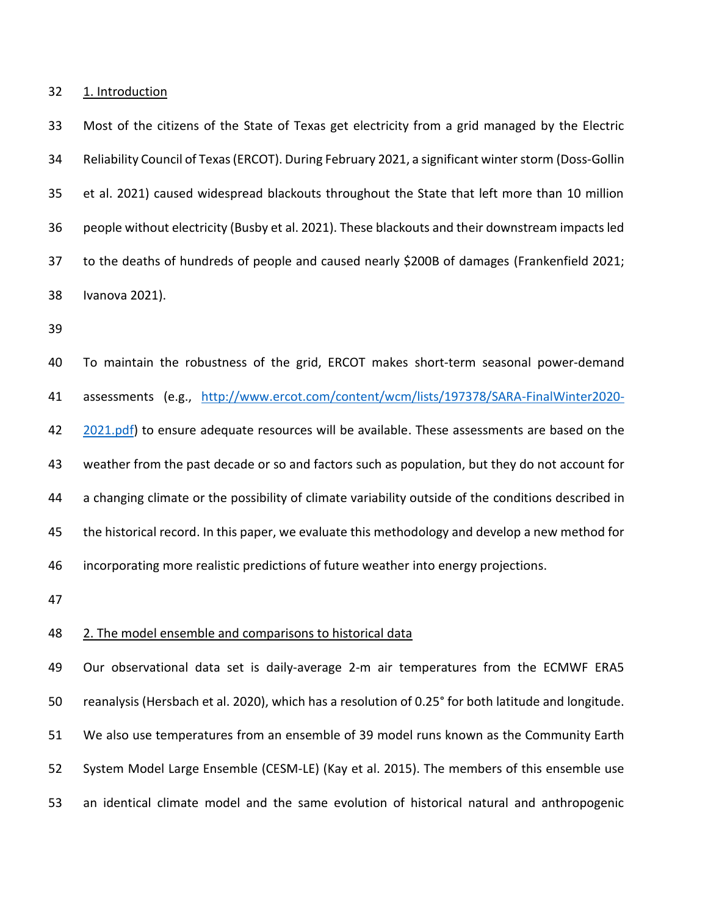## 1. Introduction

Most of the citizens of the State of Texas get electricity from a grid managed by the Electric Reliability Council of Texas (ERCOT). During February 2021, a significant winter storm (Doss-Gollin et al. 2021) caused widespread blackouts throughout the State that left more than 10 million people without electricity (Busby et al. 2021). These blackouts and their downstream impacts led to the deaths of hundreds of people and caused nearly $200B of damages (Frankenfield 2021; Ivanova 2021).

To maintain the robustness of the grid, ERCOT makes short-term seasonal power-demand assessments (e.g., [http://www.ercot.com/content/wcm/lists/197378/SARA-FinalWinter2020-2021.pdf](http://www.ercot.com/content/wcm/lists/197378/SARA-FinalWinter2020-2021.pdf)) to ensure adequate resources will be available. These assessments are based on the weather from the past decade or so and factors such as population, but they do not account for a changing climate or the possibility of climate variability outside of the conditions described in the historical record. In this paper, we evaluate this methodology and develop a new method for incorporating more realistic predictions of future weather into energy projections.

## 2. The model ensemble and comparisons to historical data

Our observational data set is daily-average 2-m air temperatures from the ECMWF ERA5 reanalysis (Hersbach et al. 2020), which has a resolution of 0.25° for both latitude and longitude. We also use temperatures from an ensemble of 39 model runs known as the Community Earth System Model Large Ensemble (CESM-LE) (Kay et al. 2015). The members of this ensemble use an identical climate model and the same evolution of historical natural and anthropogenic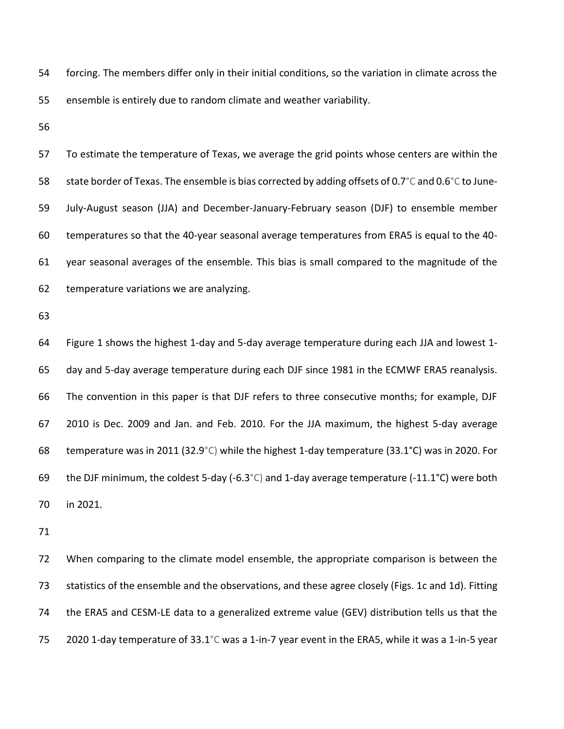forcing. The members differ only in their initial conditions, so the variation in climate across the ensemble is entirely due to random climate and weather variability.

To estimate the temperature of Texas, we average the grid points whose centers are within the state border of Texas. The ensemble is bias corrected by adding offsets of 0.7°C and 0.6°C to June-July-August season (JJA) and December-January-February season (DJF) to ensemble member temperatures so that the 40-year seasonal average temperatures from ERA5 is equal to the 40-year seasonal averages of the ensemble. This bias is small compared to the magnitude of the temperature variations we are analyzing.

Figure 1 shows the highest 1-day and 5-day average temperature during each JJA and lowest 1-day and 5-day average temperature during each DJF since 1981 in the ECMWF ERA5 reanalysis. The convention in this paper is that DJF refers to three consecutive months; for example, DJF 2010 is Dec. 2009 and Jan. and Feb. 2010. For the JJA maximum, the highest 5-day average temperature was in 2011 (32.9°C) while the highest 1-day temperature (33.1°C) was in 2020. For the DJF minimum, the coldest 5-day (-6.3°C) and 1-day average temperature (-11.1°C) were both in 2021.

When comparing to the climate model ensemble, the appropriate comparison is between the statistics of the ensemble and the observations, and these agree closely (Figs. 1c and 1d). Fitting the ERA5 and CESM-LE data to a generalized extreme value (GEV) distribution tells us that the 2020 1-day temperature of 33.1°C was a 1-in-7 year event in the ERA5, while it was a 1-in-5 year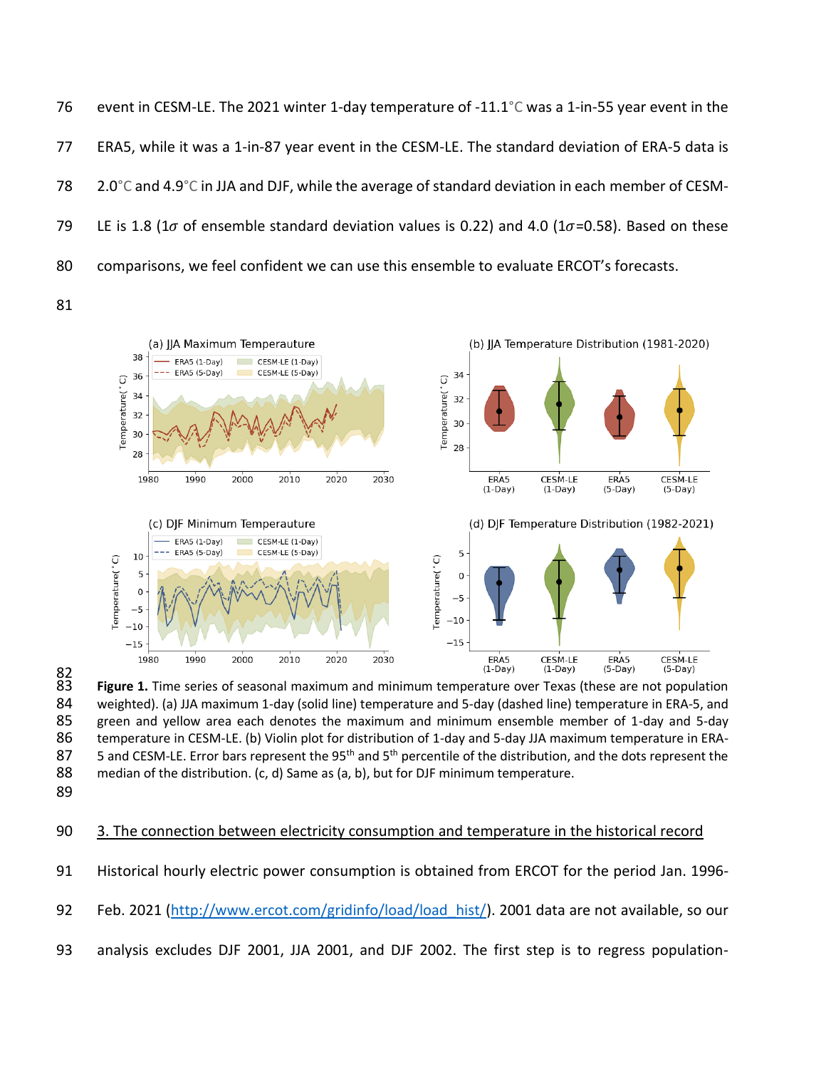event in CESM-LE. The 2021 winter 1-day temperature of -11.1°C was a 1-in-55 year event in the ERA5, while it was a 1-in-87 year event in the CESM-LE. The standard deviation of ERA-5 data is 2.0°C and 4.9°C in JJA and DJF, while the average of standard deviation in each member of CESM-LE is 1.8 (1$\sigma$ of ensemble standard deviation values is 0.22) and 4.0 (1$\sigma$=0.58). Based on these comparisons, we feel confident we can use this ensemble to evaluate ERCOT's forecasts.

**Figure 1.** Time series of seasonal maximum and minimum temperature over Texas (these are not population weighted). (a) JJA maximum 1-day (solid line) temperature and 5-day (dashed line) temperature in ERA-5, and green and yellow area each denotes the maximum and minimum ensemble member of 1-day and 5-day temperature in CESM-LE. (b) Violin plot for distribution of 1-day and 5-day JJA maximum temperature in ERA-5 and CESM-LE. Error bars represent the 95th and 5th percentile of the distribution, and the dots represent the median of the distribution. (c, d) Same as (a, b), but for DJF minimum temperature.

## 3. The connection between electricity consumption and temperature in the historical record

Historical hourly electric power consumption is obtained from ERCOT for the period Jan. 1996-Feb. 2021 (http://www.ercot.com/gridinfo/load/load_hist/). 2001 data are not available, so our analysis excludes DJF 2001, JJA 2001, and DJF 2002. The first step is to regress population-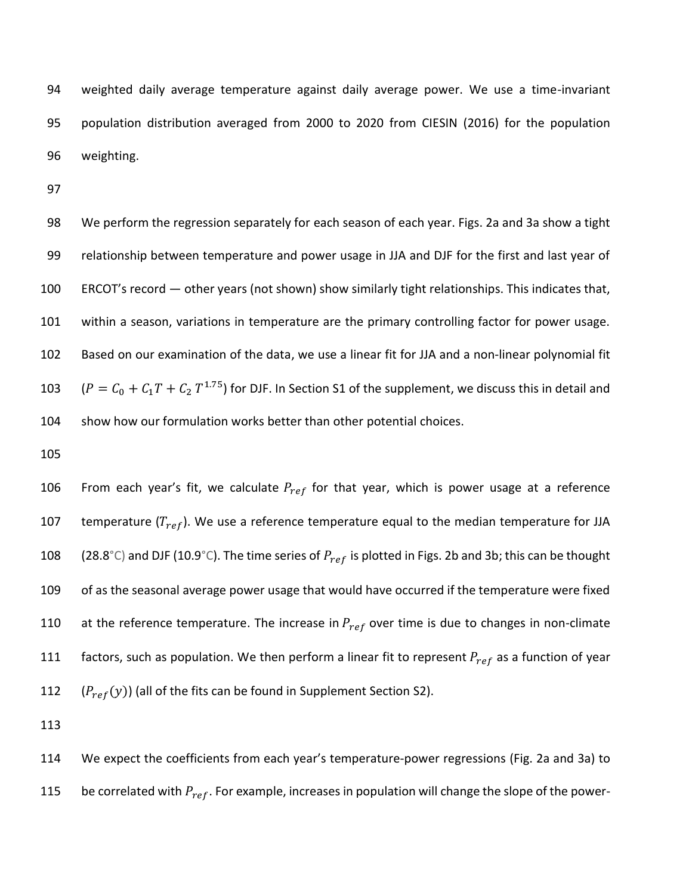weighted daily average temperature against daily average power. We use a time-invariant population distribution averaged from 2000 to 2020 from CIESIN (2016) for the population weighting.

We perform the regression separately for each season of each year. Figs. 2a and 3a show a tight relationship between temperature and power usage in JJA and DJF for the first and last year of ERCOT's record — other years (not shown) show similarly tight relationships. This indicates that, within a season, variations in temperature are the primary controlling factor for power usage. Based on our examination of the data, we use a linear fit for JJA and a non-linear polynomial fit ($P = C_0 + C_1 T + C_2\, T^{1.75}$) for DJF. In Section S1 of the supplement, we discuss this in detail and show how our formulation works better than other potential choices.

From each year's fit, we calculate $P_{ref}$ for that year, which is power usage at a reference temperature ($T_{ref}$). We use a reference temperature equal to the median temperature for JJA (28.8°C) and DJF (10.9°C). The time series of $P_{ref}$ is plotted in Figs. 2b and 3b; this can be thought of as the seasonal average power usage that would have occurred if the temperature were fixed at the reference temperature. The increase in $P_{ref}$ over time is due to changes in non-climate factors, such as population. We then perform a linear fit to represent $P_{ref}$ as a function of year ($P_{ref}(y)$) (all of the fits can be found in Supplement Section S2).

We expect the coefficients from each year's temperature-power regressions (Fig. 2a and 3a) to be correlated with $P_{ref}$. For example, increases in population will change the slope of the power-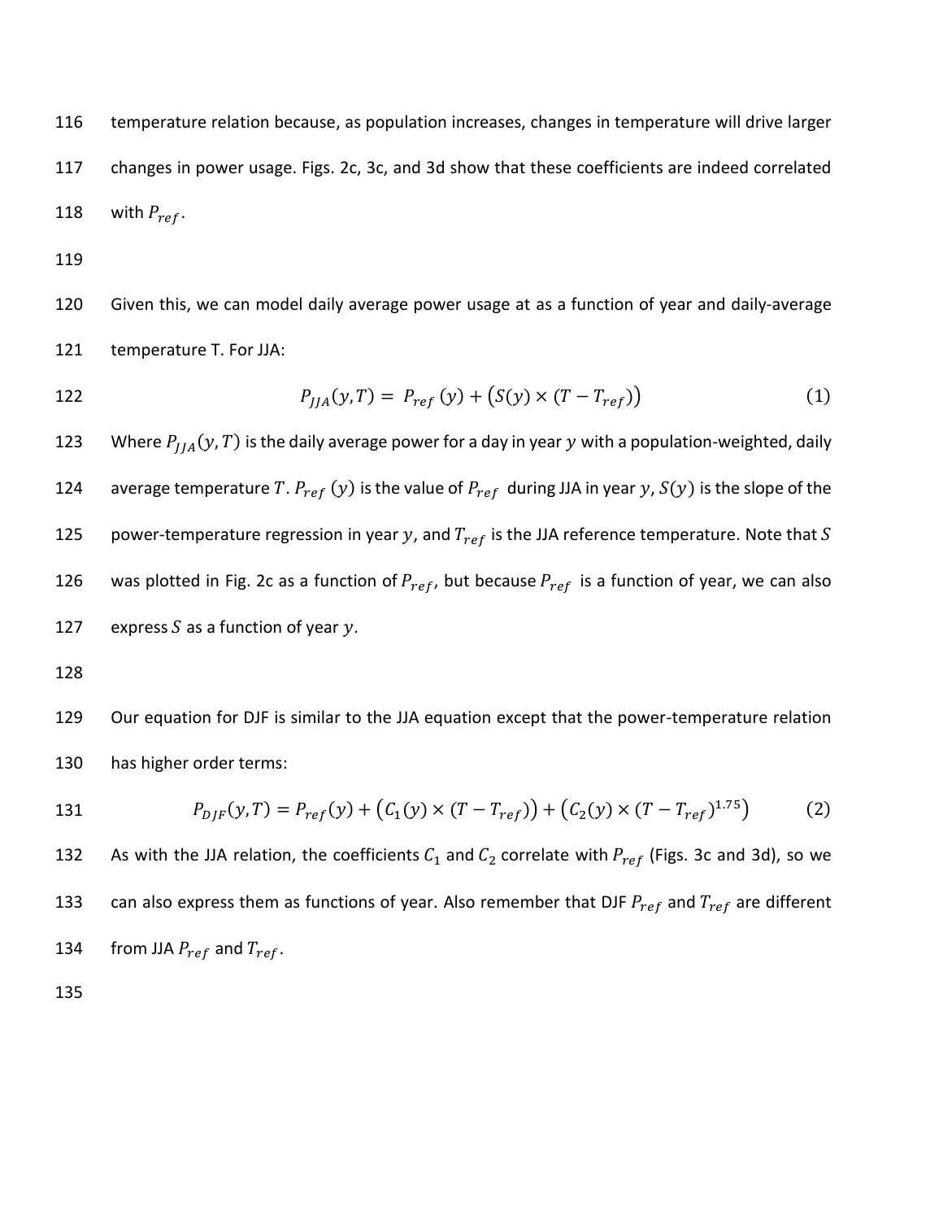temperature relation because, as population increases, changes in temperature will drive larger changes in power usage. Figs. 2c, 3c, and 3d show that these coefficients are indeed correlated with $P_{ref}$.

Given this, we can model daily average power usage at as a function of year and daily-average temperature T. For JJA:

$$P_{JJA}(y,T) = P_{ref}(y) + \left(S(y) \times (T - T_{ref})\right) \tag{1}$$

Where $P_{JJA}(y,T)$ is the daily average power for a day in year $y$ with a population-weighted, daily average temperature $T$. $P_{ref}(y)$ is the value of $P_{ref}$ during JJA in year $y$, $S(y)$ is the slope of the power-temperature regression in year $y$, and $T_{ref}$ is the JJA reference temperature. Note that $S$ was plotted in Fig. 2c as a function of $P_{ref}$, but because $P_{ref}$ is a function of year, we can also express $S$ as a function of year $y$.

Our equation for DJF is similar to the JJA equation except that the power-temperature relation has higher order terms:

$$P_{DJF}(y,T) = P_{ref}(y) + \left(C_1(y) \times (T - T_{ref})\right) + \left(C_2(y) \times (T - T_{ref})^{1.75}\right) \tag{2}$$

As with the JJA relation, the coefficients $C_1$ and $C_2$ correlate with $P_{ref}$ (Figs. 3c and 3d), so we can also express them as functions of year. Also remember that DJF $P_{ref}$ and $T_{ref}$ are different from JJA $P_{ref}$ and $T_{ref}$.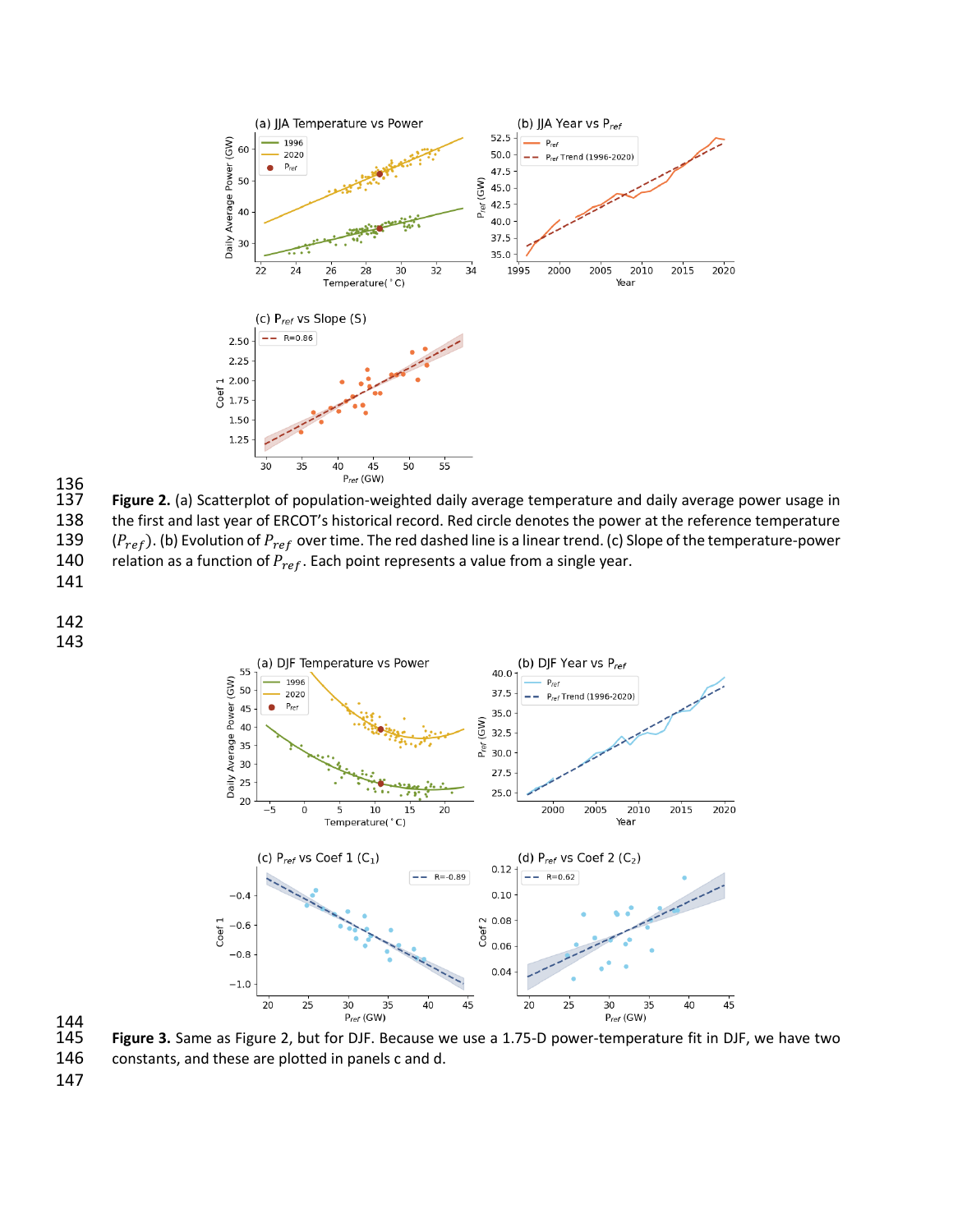**Figure 2.** (a) Scatterplot of population-weighted daily average temperature and daily average power usage in the first and last year of ERCOT's historical record. Red circle denotes the power at the reference temperature ($P_{ref}$). (b) Evolution of $P_{ref}$ over time. The red dashed line is a linear trend. (c) Slope of the temperature-power relation as a function of $P_{ref}$. Each point represents a value from a single year.

**Figure 3.** Same as Figure 2, but for DJF. Because we use a 1.75-D power-temperature fit in DJF, we have two constants, and these are plotted in panels c and d.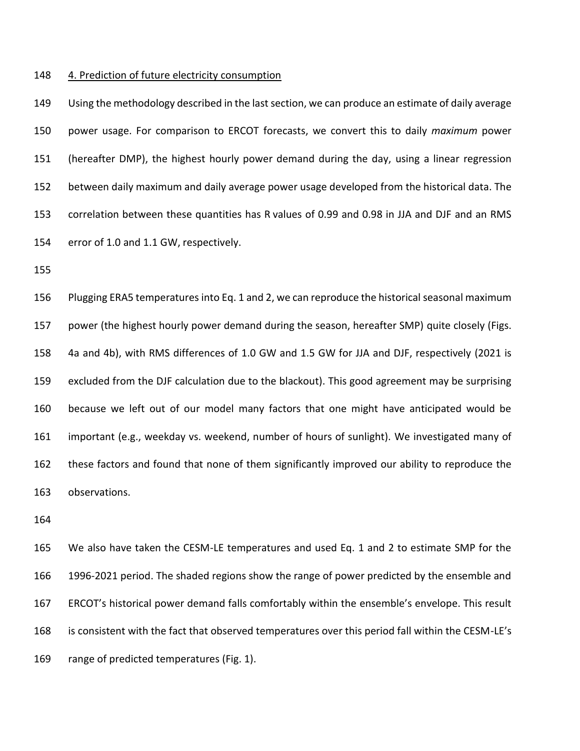## 4. Prediction of future electricity consumption

Using the methodology described in the last section, we can produce an estimate of daily average power usage. For comparison to ERCOT forecasts, we convert this to daily *maximum* power (hereafter DMP), the highest hourly power demand during the day, using a linear regression between daily maximum and daily average power usage developed from the historical data. The correlation between these quantities has R values of 0.99 and 0.98 in JJA and DJF and an RMS error of 1.0 and 1.1 GW, respectively.

Plugging ERA5 temperatures into Eq. 1 and 2, we can reproduce the historical seasonal maximum power (the highest hourly power demand during the season, hereafter SMP) quite closely (Figs. 4a and 4b), with RMS differences of 1.0 GW and 1.5 GW for JJA and DJF, respectively (2021 is excluded from the DJF calculation due to the blackout). This good agreement may be surprising because we left out of our model many factors that one might have anticipated would be important (e.g., weekday vs. weekend, number of hours of sunlight). We investigated many of these factors and found that none of them significantly improved our ability to reproduce the observations.

We also have taken the CESM-LE temperatures and used Eq. 1 and 2 to estimate SMP for the 1996-2021 period. The shaded regions show the range of power predicted by the ensemble and ERCOT's historical power demand falls comfortably within the ensemble's envelope. This result is consistent with the fact that observed temperatures over this period fall within the CESM-LE's range of predicted temperatures (Fig. 1).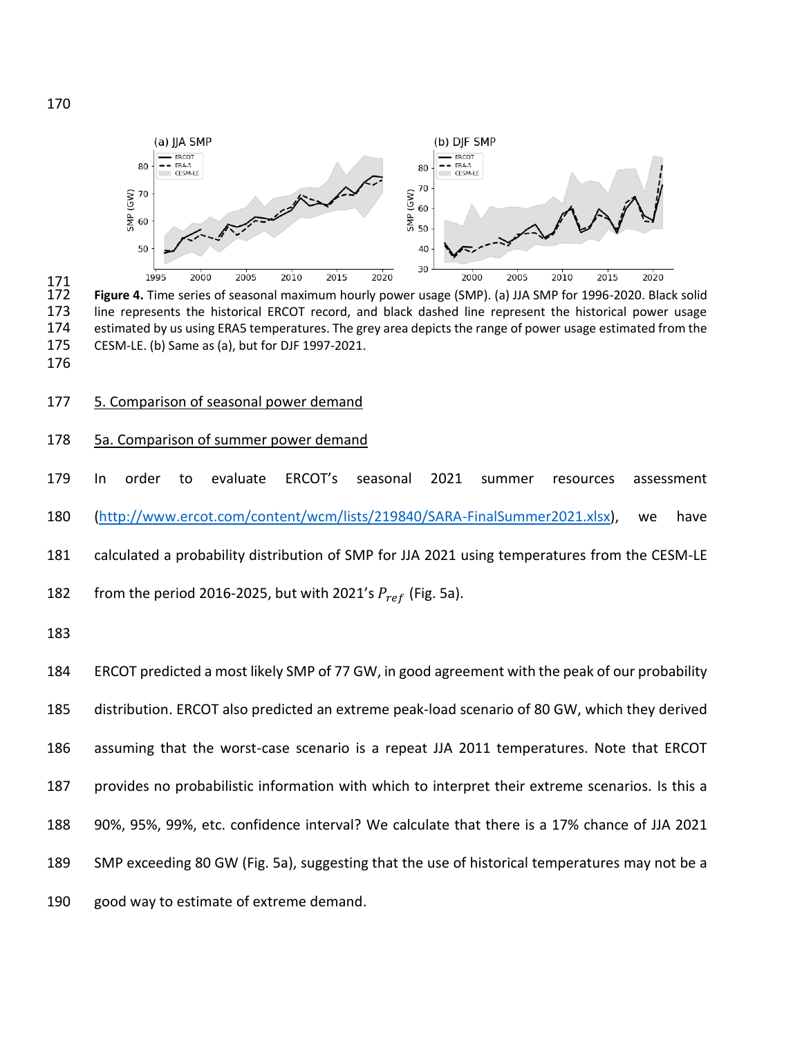**Figure 4.** Time series of seasonal maximum hourly power usage (SMP). (a) JJA SMP for 1996-2020. Black solid line represents the historical ERCOT record, and black dashed line represent the historical power usage estimated by us using ERA5 temperatures. The grey area depicts the range of power usage estimated from the CESM-LE. (b) Same as (a), but for DJF 1997-2021.

## 5. Comparison of seasonal power demand

### 5a. Comparison of summer power demand

In order to evaluate ERCOT's seasonal 2021 summer resources assessment (http://www.ercot.com/content/wcm/lists/219840/SARA-FinalSummer2021.xlsx), we have calculated a probability distribution of SMP for JJA 2021 using temperatures from the CESM-LE from the period 2016-2025, but with 2021's $P_{ref}$ (Fig. 5a).

ERCOT predicted a most likely SMP of 77 GW, in good agreement with the peak of our probability distribution. ERCOT also predicted an extreme peak-load scenario of 80 GW, which they derived assuming that the worst-case scenario is a repeat JJA 2011 temperatures. Note that ERCOT provides no probabilistic information with which to interpret their extreme scenarios. Is this a 90%, 95%, 99%, etc. confidence interval? We calculate that there is a 17% chance of JJA 2021 SMP exceeding 80 GW (Fig. 5a), suggesting that the use of historical temperatures may not be a good way to estimate of extreme demand.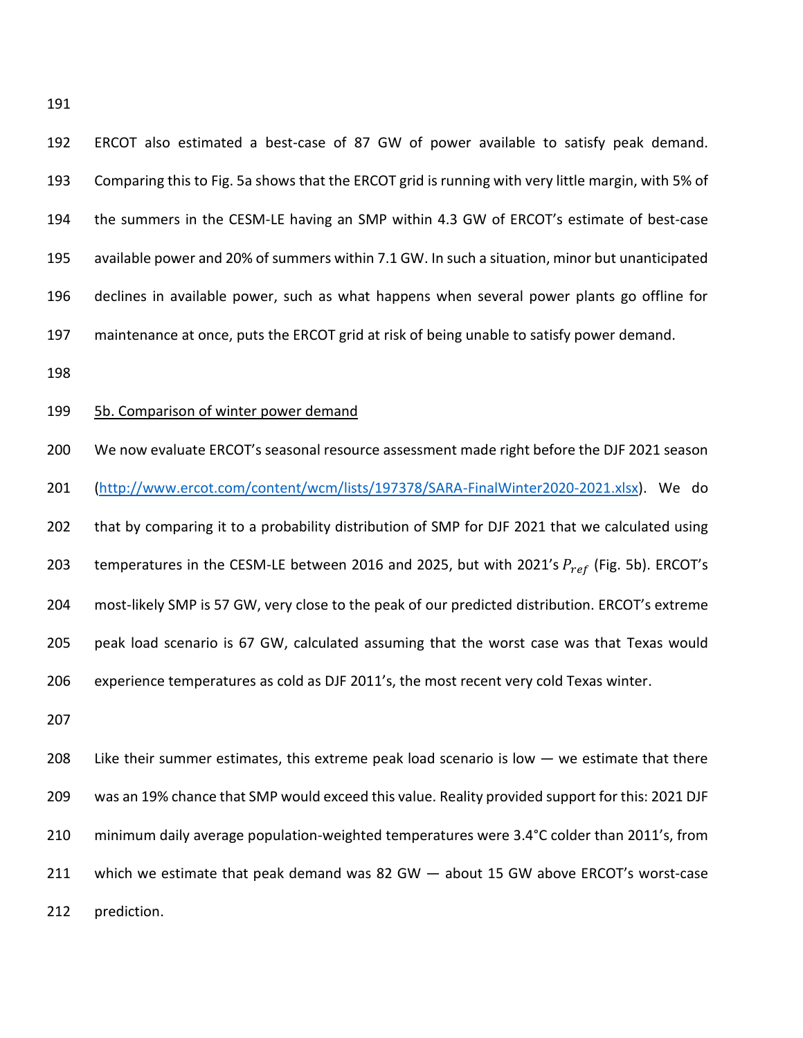ERCOT also estimated a best-case of 87 GW of power available to satisfy peak demand. Comparing this to Fig. 5a shows that the ERCOT grid is running with very little margin, with 5% of the summers in the CESM-LE having an SMP within 4.3 GW of ERCOT's estimate of best-case available power and 20% of summers within 7.1 GW. In such a situation, minor but unanticipated declines in available power, such as what happens when several power plants go offline for maintenance at once, puts the ERCOT grid at risk of being unable to satisfy power demand.

<u>5b. Comparison of winter power demand</u>

We now evaluate ERCOT's seasonal resource assessment made right before the DJF 2021 season (http://www.ercot.com/content/wcm/lists/197378/SARA-FinalWinter2020-2021.xlsx). We do that by comparing it to a probability distribution of SMP for DJF 2021 that we calculated using temperatures in the CESM-LE between 2016 and 2025, but with 2021's $P_{ref}$ (Fig. 5b). ERCOT's most-likely SMP is 57 GW, very close to the peak of our predicted distribution. ERCOT's extreme peak load scenario is 67 GW, calculated assuming that the worst case was that Texas would experience temperatures as cold as DJF 2011's, the most recent very cold Texas winter.

Like their summer estimates, this extreme peak load scenario is low — we estimate that there was an 19% chance that SMP would exceed this value. Reality provided support for this: 2021 DJF minimum daily average population-weighted temperatures were 3.4°C colder than 2011's, from which we estimate that peak demand was 82 GW — about 15 GW above ERCOT's worst-case prediction.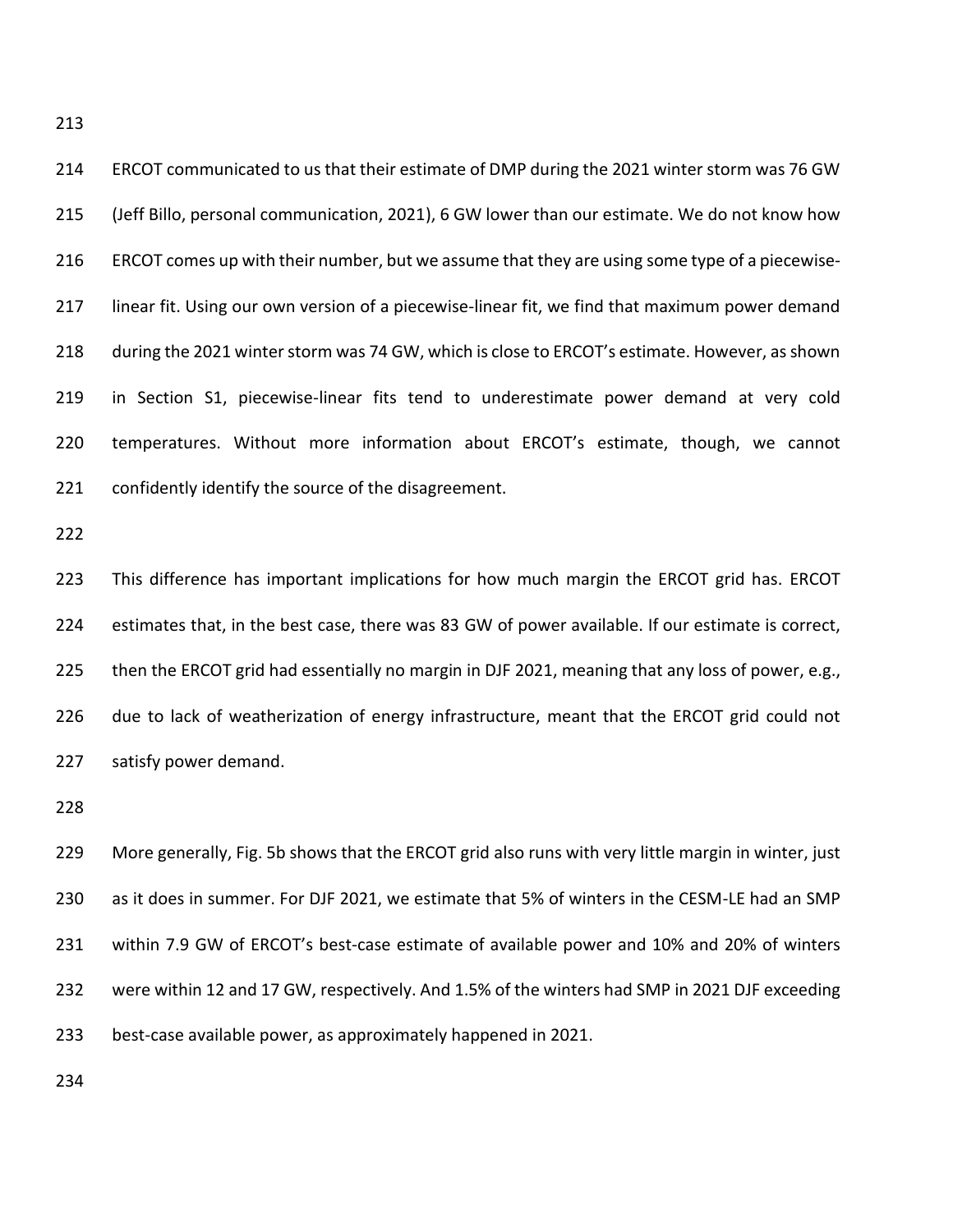ERCOT communicated to us that their estimate of DMP during the 2021 winter storm was 76 GW (Jeff Billo, personal communication, 2021), 6 GW lower than our estimate. We do not know how ERCOT comes up with their number, but we assume that they are using some type of a piecewise-linear fit. Using our own version of a piecewise-linear fit, we find that maximum power demand during the 2021 winter storm was 74 GW, which is close to ERCOT's estimate. However, as shown in Section S1, piecewise-linear fits tend to underestimate power demand at very cold temperatures. Without more information about ERCOT's estimate, though, we cannot confidently identify the source of the disagreement.

This difference has important implications for how much margin the ERCOT grid has. ERCOT estimates that, in the best case, there was 83 GW of power available. If our estimate is correct, then the ERCOT grid had essentially no margin in DJF 2021, meaning that any loss of power, e.g., due to lack of weatherization of energy infrastructure, meant that the ERCOT grid could not satisfy power demand.

More generally, Fig. 5b shows that the ERCOT grid also runs with very little margin in winter, just as it does in summer. For DJF 2021, we estimate that 5% of winters in the CESM-LE had an SMP within 7.9 GW of ERCOT's best-case estimate of available power and 10% and 20% of winters were within 12 and 17 GW, respectively. And 1.5% of the winters had SMP in 2021 DJF exceeding best-case available power, as approximately happened in 2021.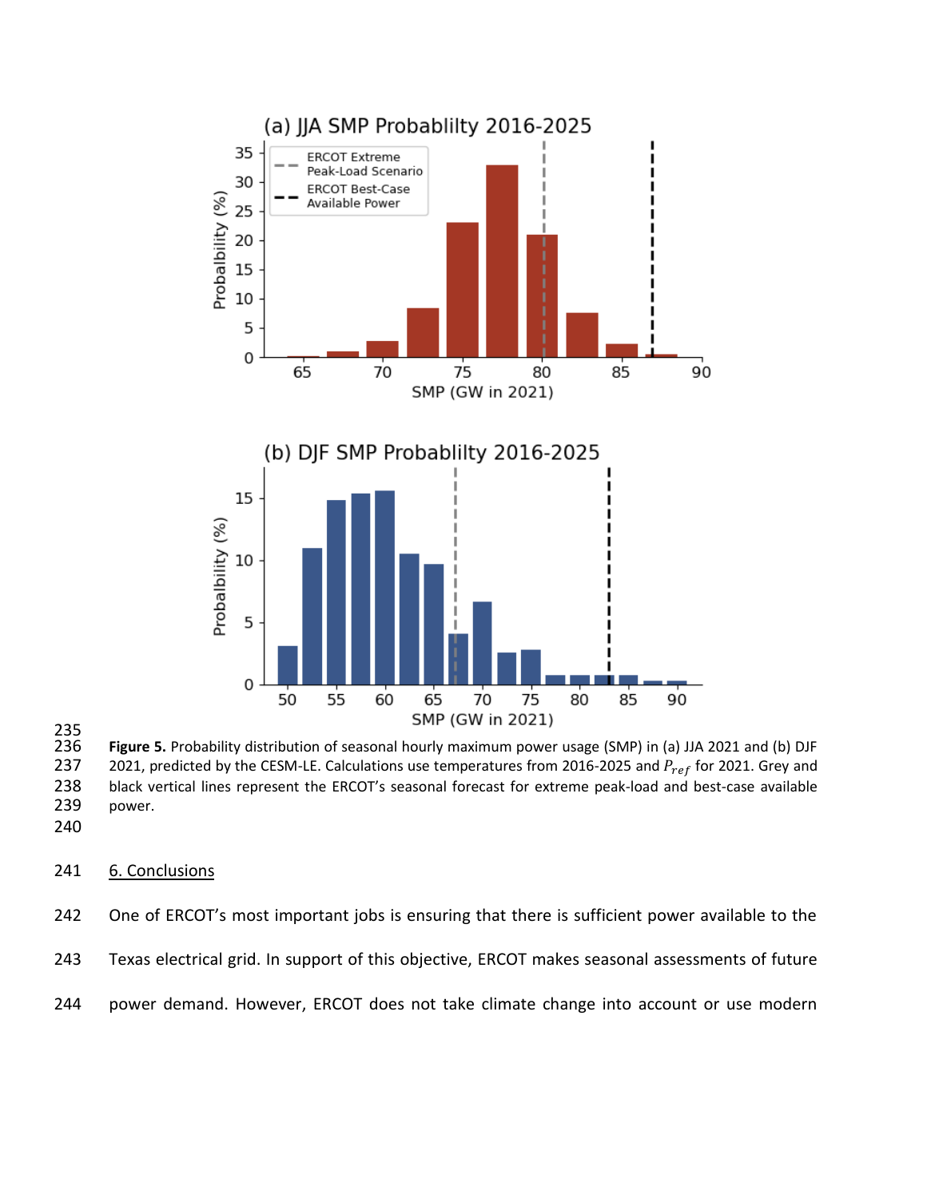**Figure 5.** Probability distribution of seasonal hourly maximum power usage (SMP) in (a) JJA 2021 and (b) DJF 2021, predicted by the CESM-LE. Calculations use temperatures from 2016-2025 and $P_{ref}$ for 2021. Grey and black vertical lines represent the ERCOT's seasonal forecast for extreme peak-load and best-case available power.

## 6. Conclusions

One of ERCOT's most important jobs is ensuring that there is sufficient power available to the Texas electrical grid. In support of this objective, ERCOT makes seasonal assessments of future power demand. However, ERCOT does not take climate change into account or use modern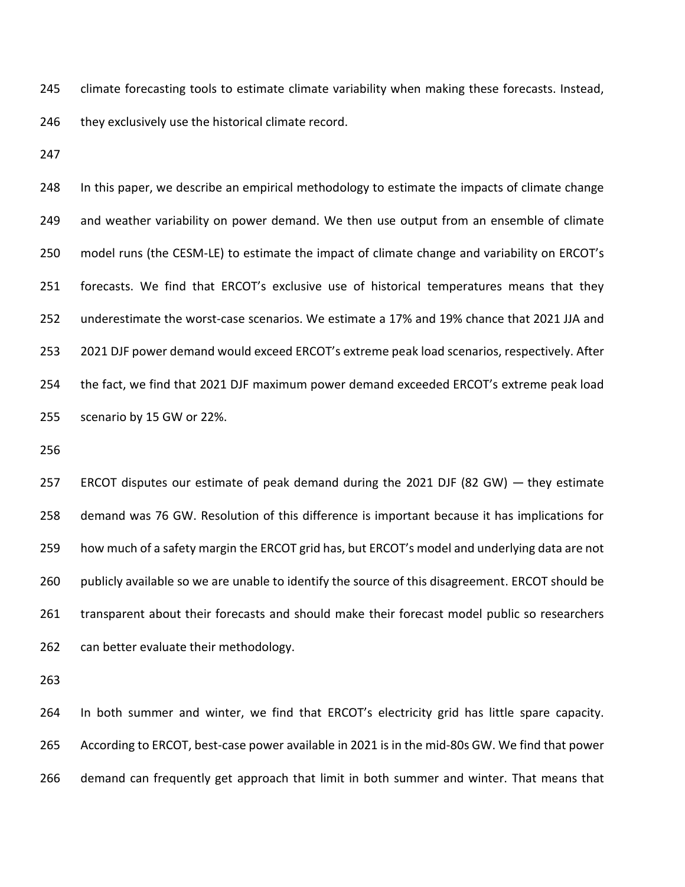climate forecasting tools to estimate climate variability when making these forecasts. Instead, they exclusively use the historical climate record.

In this paper, we describe an empirical methodology to estimate the impacts of climate change and weather variability on power demand. We then use output from an ensemble of climate model runs (the CESM-LE) to estimate the impact of climate change and variability on ERCOT's forecasts. We find that ERCOT's exclusive use of historical temperatures means that they underestimate the worst-case scenarios. We estimate a 17% and 19% chance that 2021 JJA and 2021 DJF power demand would exceed ERCOT's extreme peak load scenarios, respectively. After the fact, we find that 2021 DJF maximum power demand exceeded ERCOT's extreme peak load scenario by 15 GW or 22%.

ERCOT disputes our estimate of peak demand during the 2021 DJF (82 GW) — they estimate demand was 76 GW. Resolution of this difference is important because it has implications for how much of a safety margin the ERCOT grid has, but ERCOT's model and underlying data are not publicly available so we are unable to identify the source of this disagreement. ERCOT should be transparent about their forecasts and should make their forecast model public so researchers can better evaluate their methodology.

In both summer and winter, we find that ERCOT's electricity grid has little spare capacity. According to ERCOT, best-case power available in 2021 is in the mid-80s GW. We find that power demand can frequently get approach that limit in both summer and winter. That means that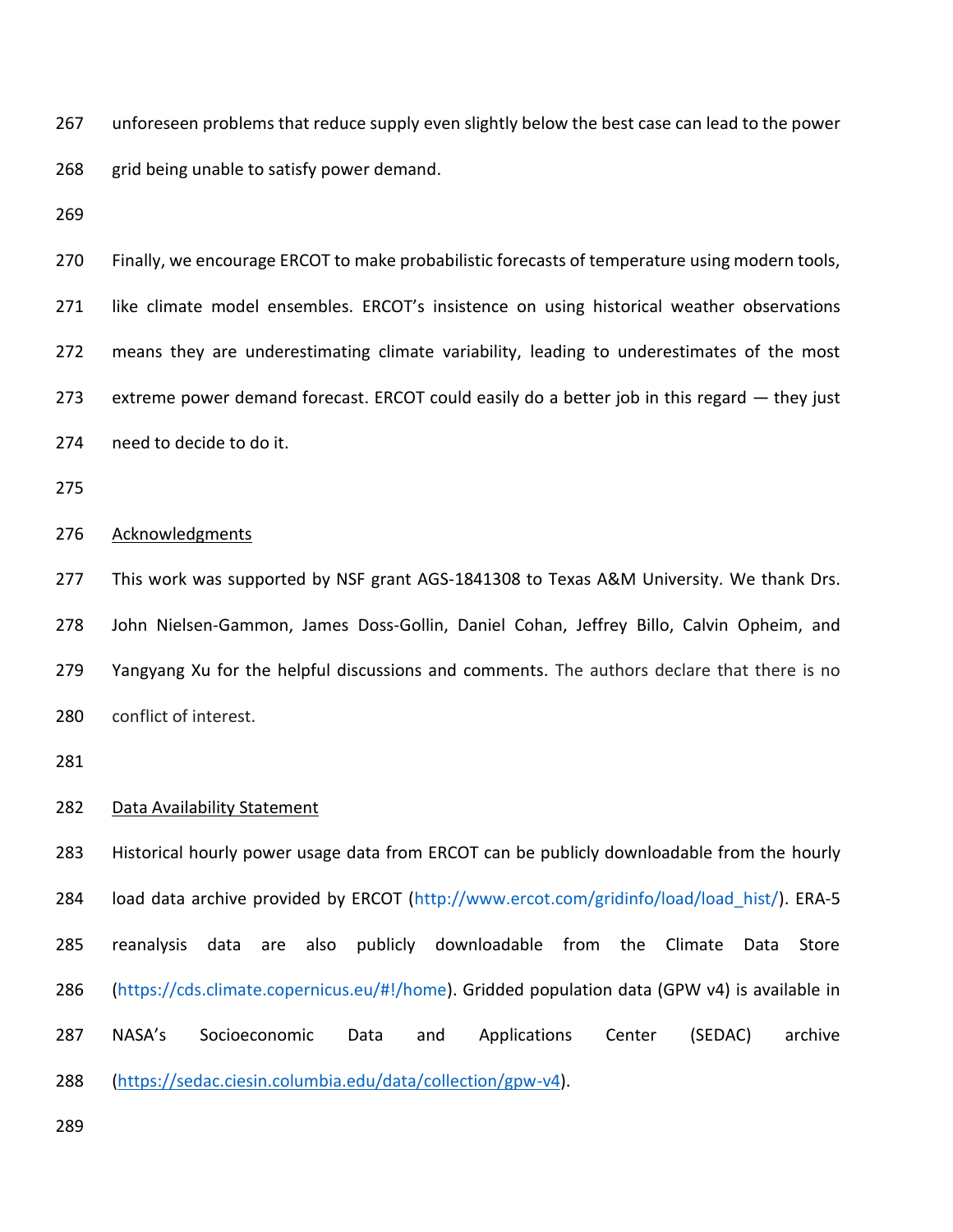unforeseen problems that reduce supply even slightly below the best case can lead to the power grid being unable to satisfy power demand.

Finally, we encourage ERCOT to make probabilistic forecasts of temperature using modern tools, like climate model ensembles. ERCOT's insistence on using historical weather observations means they are underestimating climate variability, leading to underestimates of the most extreme power demand forecast. ERCOT could easily do a better job in this regard — they just need to decide to do it.

## Acknowledgments

This work was supported by NSF grant AGS-1841308 to Texas A&M University. We thank Drs. John Nielsen-Gammon, James Doss-Gollin, Daniel Cohan, Jeffrey Billo, Calvin Opheim, and Yangyang Xu for the helpful discussions and comments. The authors declare that there is no conflict of interest.

## Data Availability Statement

Historical hourly power usage data from ERCOT can be publicly downloadable from the hourly load data archive provided by ERCOT (http://www.ercot.com/gridinfo/load/load_hist/). ERA-5 reanalysis data are also publicly downloadable from the Climate Data Store (https://cds.climate.copernicus.eu/#!/home). Gridded population data (GPW v4) is available in NASA's Socioeconomic Data and Applications Center (SEDAC) archive (https://sedac.ciesin.columbia.edu/data/collection/gpw-v4).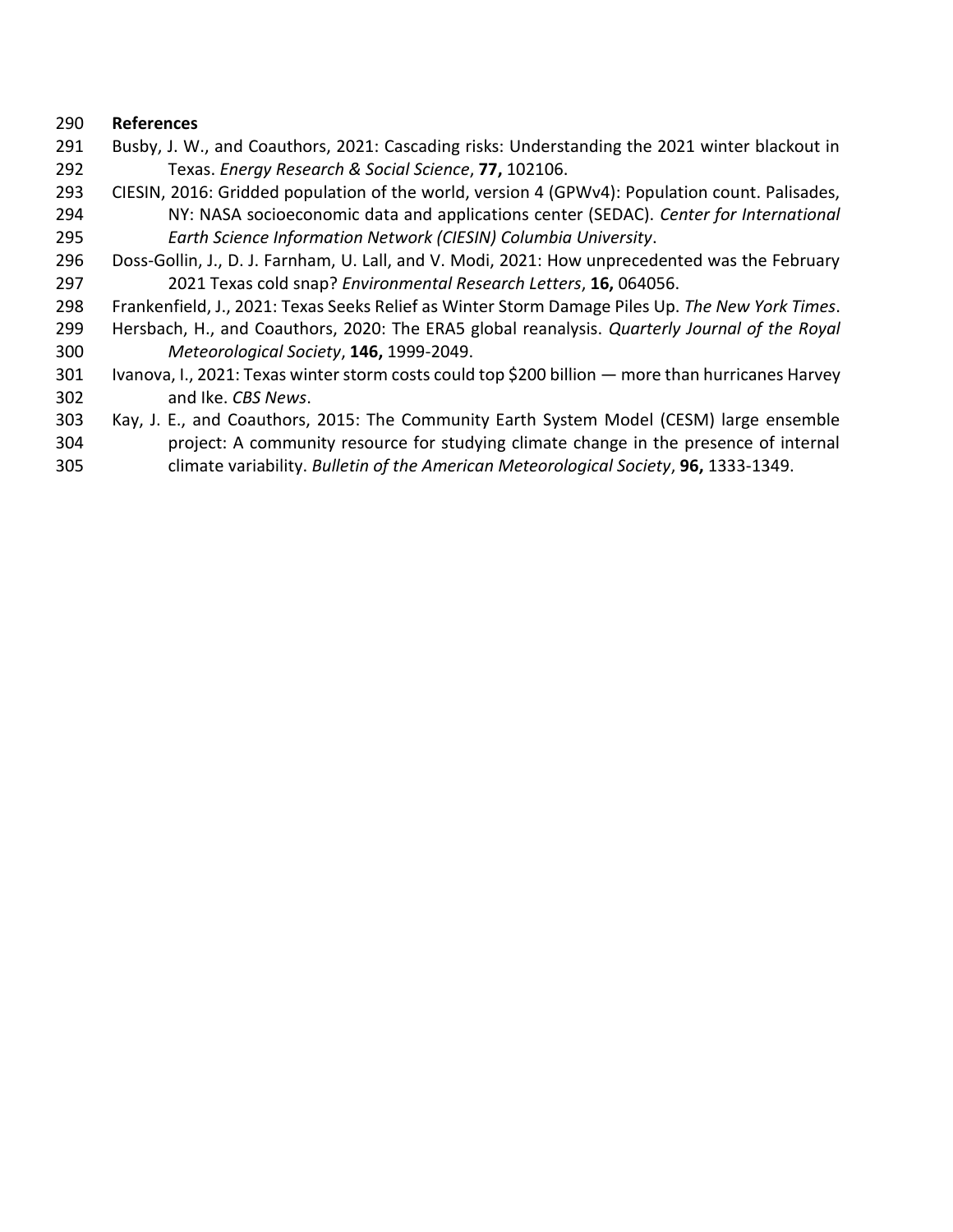## References

Busby, J. W., and Coauthors, 2021: Cascading risks: Understanding the 2021 winter blackout in Texas. *Energy Research & Social Science*, **77,** 102106.

CIESIN, 2016: Gridded population of the world, version 4 (GPWv4): Population count. Palisades, NY: NASA socioeconomic data and applications center (SEDAC). *Center for International Earth Science Information Network (CIESIN) Columbia University*.

Doss-Gollin, J., D. J. Farnham, U. Lall, and V. Modi, 2021: How unprecedented was the February 2021 Texas cold snap? *Environmental Research Letters*, **16,** 064056.

Frankenfield, J., 2021: Texas Seeks Relief as Winter Storm Damage Piles Up. *The New York Times*.

Hersbach, H., and Coauthors, 2020: The ERA5 global reanalysis. *Quarterly Journal of the Royal Meteorological Society*, **146,** 1999-2049.

Ivanova, I., 2021: Texas winter storm costs could top $200 billion — more than hurricanes Harvey and Ike. *CBS News*.

Kay, J. E., and Coauthors, 2015: The Community Earth System Model (CESM) large ensemble project: A community resource for studying climate change in the presence of internal climate variability. *Bulletin of the American Meteorological Society*, **96,** 1333-1349.